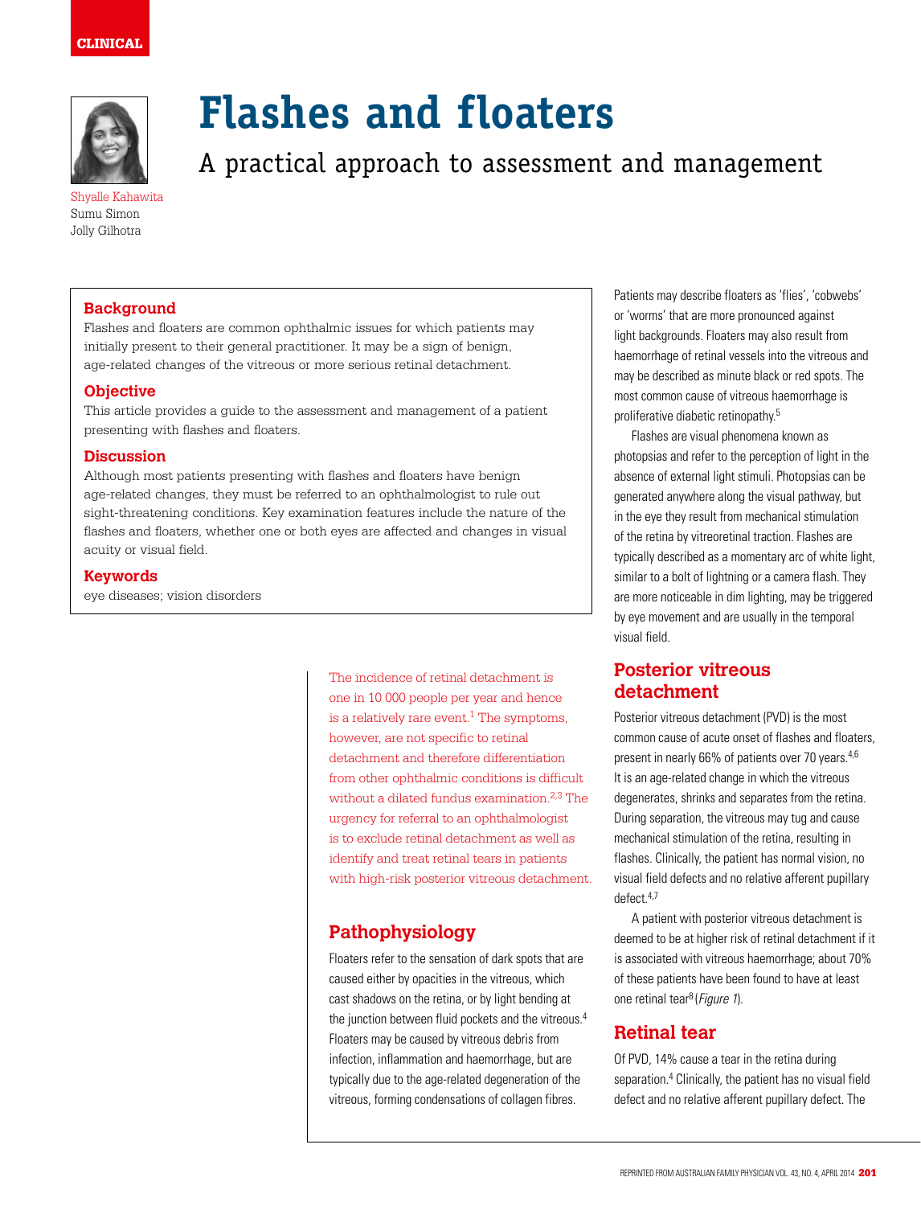CLINICAL

# Flashes and floaters

## A practical approach to assessment and management

Shyalle Kahawita
Sumu Simon
Jolly Gilhotra

### Background

Flashes and floaters are common ophthalmic issues for which patients may initially present to their general practitioner. It may be a sign of benign, age-related changes of the vitreous or more serious retinal detachment.

### Objective

This article provides a guide to the assessment and management of a patient presenting with flashes and floaters.

### Discussion

Although most patients presenting with flashes and floaters have benign age-related changes, they must be referred to an ophthalmologist to rule out sight-threatening conditions. Key examination features include the nature of the flashes and floaters, whether one or both eyes are affected and changes in visual acuity or visual field.

### Keywords

eye diseases; vision disorders

The incidence of retinal detachment is one in 10 000 people per year and hence is a relatively rare event.[1] The symptoms, however, are not specific to retinal detachment and therefore differentiation from other ophthalmic conditions is difficult without a dilated fundus examination.[2,3] The urgency for referral to an ophthalmologist is to exclude retinal detachment as well as identify and treat retinal tears in patients with high-risk posterior vitreous detachment.

## Pathophysiology

Floaters refer to the sensation of dark spots that are caused either by opacities in the vitreous, which cast shadows on the retina, or by light bending at the junction between fluid pockets and the vitreous.[4] Floaters may be caused by vitreous debris from infection, inflammation and haemorrhage, but are typically due to the age-related degeneration of the vitreous, forming condensations of collagen fibres. Patients may describe floaters as 'flies', 'cobwebs' or 'worms' that are more pronounced against light backgrounds. Floaters may also result from haemorrhage of retinal vessels into the vitreous and may be described as minute black or red spots. The most common cause of vitreous haemorrhage is proliferative diabetic retinopathy.[5]

Flashes are visual phenomena known as photopsias and refer to the perception of light in the absence of external light stimuli. Photopsias can be generated anywhere along the visual pathway, but in the eye they result from mechanical stimulation of the retina by vitreoretinal traction. Flashes are typically described as a momentary arc of white light, similar to a bolt of lightning or a camera flash. They are more noticeable in dim lighting, may be triggered by eye movement and are usually in the temporal visual field.

## Posterior vitreous detachment

Posterior vitreous detachment (PVD) is the most common cause of acute onset of flashes and floaters, present in nearly 66% of patients over 70 years.[4,6] It is an age-related change in which the vitreous degenerates, shrinks and separates from the retina. During separation, the vitreous may tug and cause mechanical stimulation of the retina, resulting in flashes. Clinically, the patient has normal vision, no visual field defects and no relative afferent pupillary defect.[4,7]

A patient with posterior vitreous detachment is deemed to be at higher risk of retinal detachment if it is associated with vitreous haemorrhage; about 70% of these patients have been found to have at least one retinal tear[8] (*Figure 1*).

## Retinal tear

Of PVD, 14% cause a tear in the retina during separation.[4] Clinically, the patient has no visual field defect and no relative afferent pupillary defect. The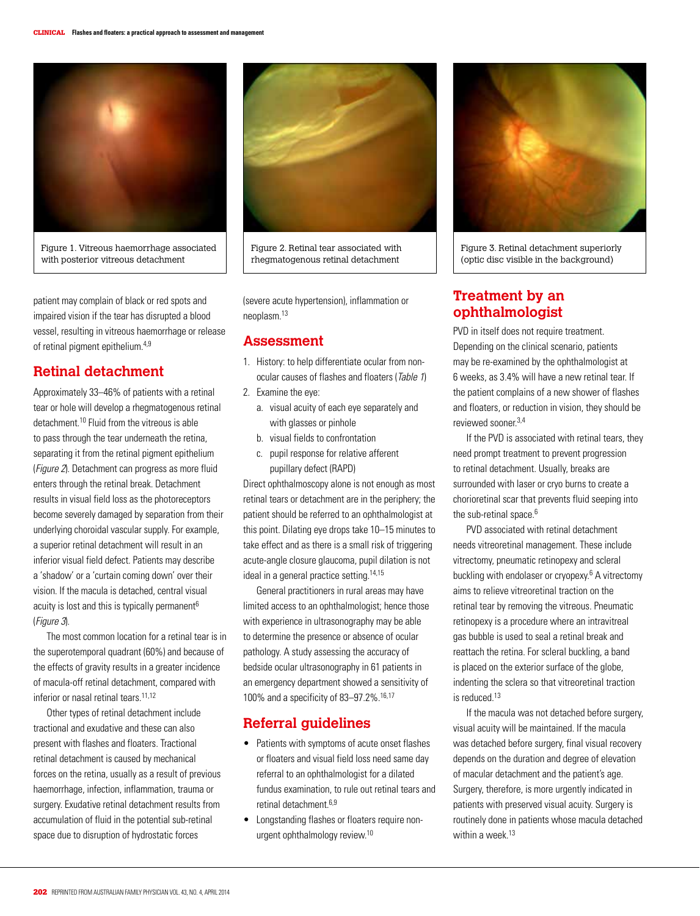Figure 1. Vitreous haemorrhage associated with posterior vitreous detachment

Figure 2. Retinal tear associated with rhegmatogenous retinal detachment

Figure 3. Retinal detachment superiorly (optic disc visible in the background)

patient may complain of black or red spots and impaired vision if the tear has disrupted a blood vessel, resulting in vitreous haemorrhage or release of retinal pigment epithelium.[4,9]

## Retinal detachment

Approximately 33–46% of patients with a retinal tear or hole will develop a rhegmatogenous retinal detachment.[10] Fluid from the vitreous is able to pass through the tear underneath the retina, separating it from the retinal pigment epithelium (*Figure 2*). Detachment can progress as more fluid enters through the retinal break. Detachment results in visual field loss as the photoreceptors become severely damaged by separation from their underlying choroidal vascular supply. For example, a superior retinal detachment will result in an inferior visual field defect. Patients may describe a 'shadow' or a 'curtain coming down' over their vision. If the macula is detached, central visual acuity is lost and this is typically permanent[6] (*Figure 3*).

The most common location for a retinal tear is in the superotemporal quadrant (60%) and because of the effects of gravity results in a greater incidence of macula-off retinal detachment, compared with inferior or nasal retinal tears.[11,12]

Other types of retinal detachment include tractional and exudative and these can also present with flashes and floaters. Tractional retinal detachment is caused by mechanical forces on the retina, usually as a result of previous haemorrhage, infection, inflammation, trauma or surgery. Exudative retinal detachment results from accumulation of fluid in the potential sub-retinal space due to disruption of hydrostatic forces (severe acute hypertension), inflammation or neoplasm.[13]

## Assessment

1. History: to help differentiate ocular from non-ocular causes of flashes and floaters (*Table 1*)
2. Examine the eye:
   a. visual acuity of each eye separately and with glasses or pinhole
   b. visual fields to confrontation
   c. pupil response for relative afferent pupillary defect (RAPD)

Direct ophthalmoscopy alone is not enough as most retinal tears or detachment are in the periphery; the patient should be referred to an ophthalmologist at this point. Dilating eye drops take 10–15 minutes to take effect and as there is a small risk of triggering acute-angle closure glaucoma, pupil dilation is not ideal in a general practice setting.[14,15]

General practitioners in rural areas may have limited access to an ophthalmologist; hence those with experience in ultrasonography may be able to determine the presence or absence of ocular pathology. A study assessing the accuracy of bedside ocular ultrasonography in 61 patients in an emergency department showed a sensitivity of 100% and a specificity of 83–97.2%.[16,17]

## Referral guidelines

- Patients with symptoms of acute onset flashes or floaters and visual field loss need same day referral to an ophthalmologist for a dilated fundus examination, to rule out retinal tears and retinal detachment.[6,9]
- Longstanding flashes or floaters require non-urgent ophthalmology review.[10]

## Treatment by an ophthalmologist

PVD in itself does not require treatment. Depending on the clinical scenario, patients may be re-examined by the ophthalmologist at 6 weeks, as 3.4% will have a new retinal tear. If the patient complains of a new shower of flashes and floaters, or reduction in vision, they should be reviewed sooner.[3,4]

If the PVD is associated with retinal tears, they need prompt treatment to prevent progression to retinal detachment. Usually, breaks are surrounded with laser or cryo burns to create a chorioretinal scar that prevents fluid seeping into the sub-retinal space.[6]

PVD associated with retinal detachment needs vitreoretinal management. These include vitrectomy, pneumatic retinopexy and scleral buckling with endolaser or cryopexy.[6] A vitrectomy aims to relieve vitreoretinal traction on the retinal tear by removing the vitreous. Pneumatic retinopexy is a procedure where an intravitreal gas bubble is used to seal a retinal break and reattach the retina. For scleral buckling, a band is placed on the exterior surface of the globe, indenting the sclera so that vitreoretinal traction is reduced.[13]

If the macula was not detached before surgery, visual acuity will be maintained. If the macula was detached before surgery, final visual recovery depends on the duration and degree of elevation of macular detachment and the patient's age. Surgery, therefore, is more urgently indicated in patients with preserved visual acuity. Surgery is routinely done in patients whose macula detached within a week.[13]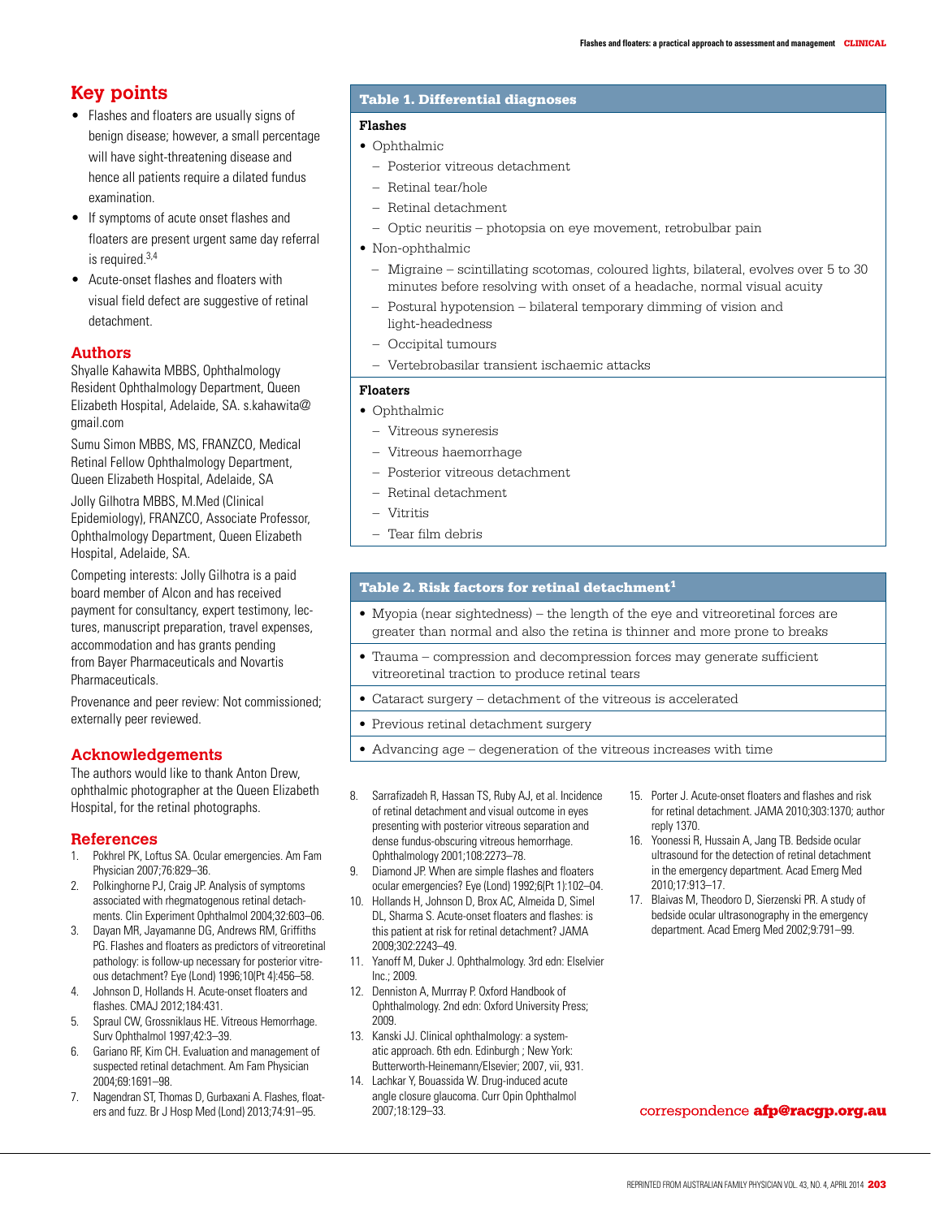## Key points

- Flashes and floaters are usually signs of benign disease; however, a small percentage will have sight-threatening disease and hence all patients require a dilated fundus examination.
- If symptoms of acute onset flashes and floaters are present urgent same day referral is required.[3,4]
- Acute-onset flashes and floaters with visual field defect are suggestive of retinal detachment.

## Authors

Shyalle Kahawita MBBS, Ophthalmology Resident Ophthalmology Department, Queen Elizabeth Hospital, Adelaide, SA. s.kahawita@gmail.com

Sumu Simon MBBS, MS, FRANZCO, Medical Retinal Fellow Ophthalmology Department, Queen Elizabeth Hospital, Adelaide, SA

Jolly Gilhotra MBBS, M.Med (Clinical Epidemiology), FRANZCO, Associate Professor, Ophthalmology Department, Queen Elizabeth Hospital, Adelaide, SA.

Competing interests: Jolly Gilhotra is a paid board member of Alcon and has received payment for consultancy, expert testimony, lectures, manuscript preparation, travel expenses, accommodation and has grants pending from Bayer Pharmaceuticals and Novartis Pharmaceuticals.

Provenance and peer review: Not commissioned; externally peer reviewed.

## Acknowledgements

The authors would like to thank Anton Drew, ophthalmic photographer at the Queen Elizabeth Hospital, for the retinal photographs.

### Table 1. Differential diagnoses

**Flashes**

- Ophthalmic
  - Posterior vitreous detachment
  - Retinal tear/hole
  - Retinal detachment
  - Optic neuritis – photopsia on eye movement, retrobulbar pain
- Non-ophthalmic
  - Migraine – scintillating scotomas, coloured lights, bilateral, evolves over 5 to 30 minutes before resolving with onset of a headache, normal visual acuity
  - Postural hypotension – bilateral temporary dimming of vision and light-headedness
  - Occipital tumours
  - Vertebrobasilar transient ischaemic attacks

**Floaters**

- Ophthalmic
  - Vitreous syneresis
  - Vitreous haemorrhage
  - Posterior vitreous detachment
  - Retinal detachment
  - Vitritis
  - Tear film debris

### Table 2. Risk factors for retinal detachment[1]

- Myopia (near sightedness) – the length of the eye and vitreoretinal forces are greater than normal and also the retina is thinner and more prone to breaks
- Trauma – compression and decompression forces may generate sufficient vitreoretinal traction to produce retinal tears
- Cataract surgery – detachment of the vitreous is accelerated
- Previous retinal detachment surgery
- Advancing age – degeneration of the vitreous increases with time

## References

1. Pokhrel PK, Loftus SA. Ocular emergencies. Am Fam Physician 2007;76:829–36.
2. Polkinghorne PJ, Craig JP. Analysis of symptoms associated with rhegmatogenous retinal detachments. Clin Experiment Ophthalmol 2004;32:603–06.
3. Dayan MR, Jayamanne DG, Andrews RM, Griffiths PG. Flashes and floaters as predictors of vitreoretinal pathology: is follow-up necessary for posterior vitreous detachment? Eye (Lond) 1996;10(Pt 4):456–58.
4. Johnson D, Hollands H. Acute-onset floaters and flashes. CMAJ 2012;184:431.
5. Spraul CW, Grossniklaus HE. Vitreous Hemorrhage. Surv Ophthalmol 1997;42:3–39.
6. Gariano RF, Kim CH. Evaluation and management of suspected retinal detachment. Am Fam Physician 2004;69:1691–98.
7. Nagendran ST, Thomas D, Gurbaxani A. Flashes, floaters and fuzz. Br J Hosp Med (Lond) 2013;74:91–95.
8. Sarrafizadeh R, Hassan TS, Ruby AJ, et al. Incidence of retinal detachment and visual outcome in eyes presenting with posterior vitreous separation and dense fundus-obscuring vitreous hemorrhage. Ophthalmology 2001;108:2273–78.
9. Diamond JP. When are simple flashes and floaters ocular emergencies? Eye (Lond) 1992;6(Pt 1):102–04.
10. Hollands H, Johnson D, Brox AC, Almeida D, Simel DL, Sharma S. Acute-onset floaters and flashes: is this patient at risk for retinal detachment? JAMA 2009;302:2243–49.
11. Yanoff M, Duker J. Ophthalmology. 3rd edn: Elselvier Inc.; 2009.
12. Denniston A, Murrray P. Oxford Handbook of Ophthalmology. 2nd edn: Oxford University Press; 2009.
13. Kanski JJ. Clinical ophthalmology: a systematic approach. 6th edn. Edinburgh ; New York: Butterworth-Heinemann/Elsevier; 2007, vii, 931.
14. Lachkar Y, Bouassida W. Drug-induced acute angle closure glaucoma. Curr Opin Ophthalmol 2007;18:129–33.
15. Porter J. Acute-onset floaters and flashes and risk for retinal detachment. JAMA 2010;303:1370; author reply 1370.
16. Yoonessi R, Hussain A, Jang TB. Bedside ocular ultrasound for the detection of retinal detachment in the emergency department. Acad Emerg Med 2010;17:913–17.
17. Blaivas M, Theodoro D, Sierzenski PR. A study of bedside ocular ultrasonography in the emergency department. Acad Emerg Med 2002;9:791–99.

correspondence **afp@racgp.org.au**